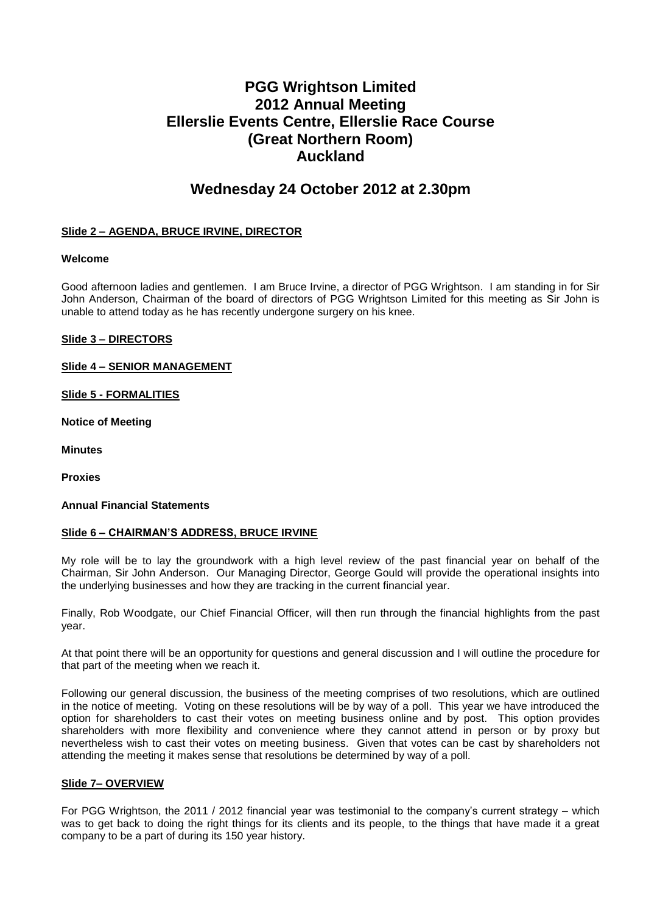# PGG Wrightson Limited
# 2012 Annual Meeting
# Ellerslie Events Centre, Ellerslie Race Course
# (Great Northern Room)
# Auckland

## Wednesday 24 October 2012 at 2.30pm

**Slide 2 – AGENDA, BRUCE IRVINE, DIRECTOR**

**Welcome**

Good afternoon ladies and gentlemen. I am Bruce Irvine, a director of PGG Wrightson. I am standing in for Sir John Anderson, Chairman of the board of directors of PGG Wrightson Limited for this meeting as Sir John is unable to attend today as he has recently undergone surgery on his knee.

**Slide 3 – DIRECTORS**

**Slide 4 – SENIOR MANAGEMENT**

**Slide 5 - FORMALITIES**

**Notice of Meeting**

**Minutes**

**Proxies**

**Annual Financial Statements**

**Slide 6 – CHAIRMAN'S ADDRESS, BRUCE IRVINE**

My role will be to lay the groundwork with a high level review of the past financial year on behalf of the Chairman, Sir John Anderson. Our Managing Director, George Gould will provide the operational insights into the underlying businesses and how they are tracking in the current financial year.

Finally, Rob Woodgate, our Chief Financial Officer, will then run through the financial highlights from the past year.

At that point there will be an opportunity for questions and general discussion and I will outline the procedure for that part of the meeting when we reach it.

Following our general discussion, the business of the meeting comprises of two resolutions, which are outlined in the notice of meeting. Voting on these resolutions will be by way of a poll. This year we have introduced the option for shareholders to cast their votes on meeting business online and by post. This option provides shareholders with more flexibility and convenience where they cannot attend in person or by proxy but nevertheless wish to cast their votes on meeting business. Given that votes can be cast by shareholders not attending the meeting it makes sense that resolutions be determined by way of a poll.

**Slide 7– OVERVIEW**

For PGG Wrightson, the 2011 / 2012 financial year was testimonial to the company's current strategy – which was to get back to doing the right things for its clients and its people, to the things that have made it a great company to be a part of during its 150 year history.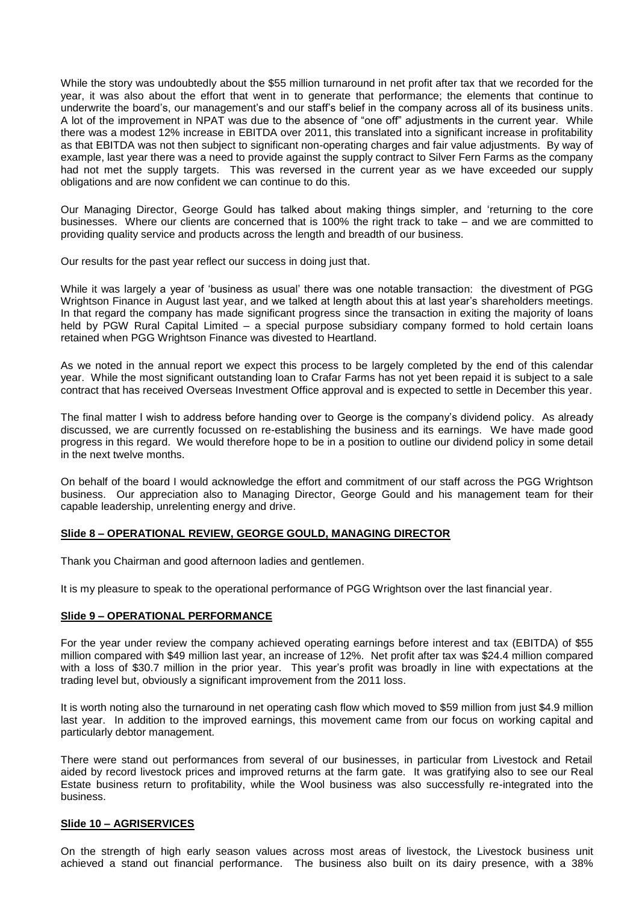While the story was undoubtedly about the $55 million turnaround in net profit after tax that we recorded for the year, it was also about the effort that went in to generate that performance; the elements that continue to underwrite the board's, our management's and our staff's belief in the company across all of its business units. A lot of the improvement in NPAT was due to the absence of "one off" adjustments in the current year. While there was a modest 12% increase in EBITDA over 2011, this translated into a significant increase in profitability as that EBITDA was not then subject to significant non-operating charges and fair value adjustments. By way of example, last year there was a need to provide against the supply contract to Silver Fern Farms as the company had not met the supply targets. This was reversed in the current year as we have exceeded our supply obligations and are now confident we can continue to do this.

Our Managing Director, George Gould has talked about making things simpler, and 'returning to the core businesses. Where our clients are concerned that is 100% the right track to take – and we are committed to providing quality service and products across the length and breadth of our business.

Our results for the past year reflect our success in doing just that.

While it was largely a year of 'business as usual' there was one notable transaction: the divestment of PGG Wrightson Finance in August last year, and we talked at length about this at last year's shareholders meetings. In that regard the company has made significant progress since the transaction in exiting the majority of loans held by PGW Rural Capital Limited – a special purpose subsidiary company formed to hold certain loans retained when PGG Wrightson Finance was divested to Heartland.

As we noted in the annual report we expect this process to be largely completed by the end of this calendar year. While the most significant outstanding loan to Crafar Farms has not yet been repaid it is subject to a sale contract that has received Overseas Investment Office approval and is expected to settle in December this year.

The final matter I wish to address before handing over to George is the company's dividend policy. As already discussed, we are currently focussed on re-establishing the business and its earnings. We have made good progress in this regard. We would therefore hope to be in a position to outline our dividend policy in some detail in the next twelve months.

On behalf of the board I would acknowledge the effort and commitment of our staff across the PGG Wrightson business. Our appreciation also to Managing Director, George Gould and his management team for their capable leadership, unrelenting energy and drive.

## Slide 8 – OPERATIONAL REVIEW, GEORGE GOULD, MANAGING DIRECTOR

Thank you Chairman and good afternoon ladies and gentlemen.

It is my pleasure to speak to the operational performance of PGG Wrightson over the last financial year.

## Slide 9 – OPERATIONAL PERFORMANCE

For the year under review the company achieved operating earnings before interest and tax (EBITDA) of $55 million compared with $49 million last year, an increase of 12%. Net profit after tax was $24.4 million compared with a loss of $30.7 million in the prior year. This year's profit was broadly in line with expectations at the trading level but, obviously a significant improvement from the 2011 loss.

It is worth noting also the turnaround in net operating cash flow which moved to $59 million from just $4.9 million last year. In addition to the improved earnings, this movement came from our focus on working capital and particularly debtor management.

There were stand out performances from several of our businesses, in particular from Livestock and Retail aided by record livestock prices and improved returns at the farm gate. It was gratifying also to see our Real Estate business return to profitability, while the Wool business was also successfully re-integrated into the business.

## Slide 10 – AGRISERVICES

On the strength of high early season values across most areas of livestock, the Livestock business unit achieved a stand out financial performance. The business also built on its dairy presence, with a 38%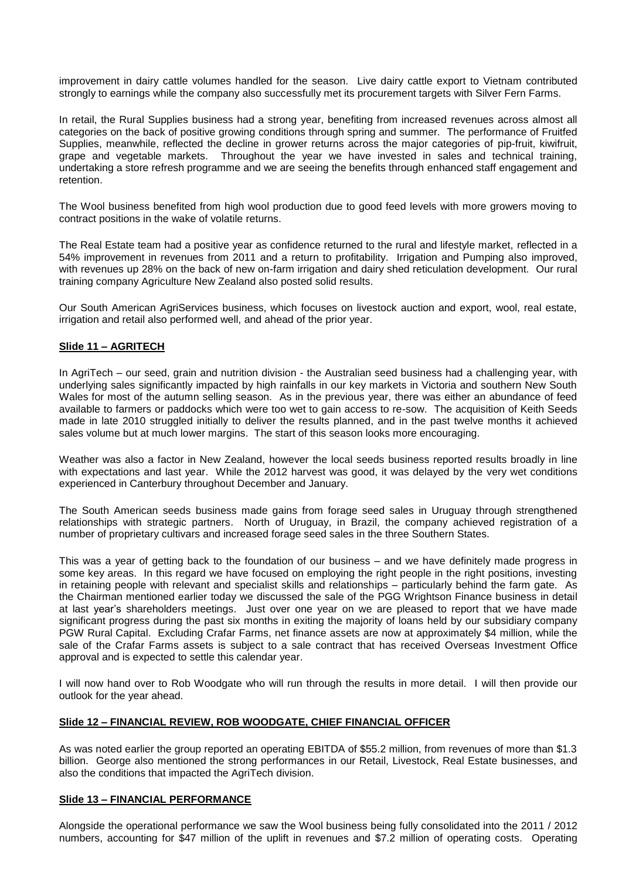improvement in dairy cattle volumes handled for the season. Live dairy cattle export to Vietnam contributed strongly to earnings while the company also successfully met its procurement targets with Silver Fern Farms.

In retail, the Rural Supplies business had a strong year, benefiting from increased revenues across almost all categories on the back of positive growing conditions through spring and summer. The performance of Fruitfed Supplies, meanwhile, reflected the decline in grower returns across the major categories of pip-fruit, kiwifruit, grape and vegetable markets. Throughout the year we have invested in sales and technical training, undertaking a store refresh programme and we are seeing the benefits through enhanced staff engagement and retention.

The Wool business benefited from high wool production due to good feed levels with more growers moving to contract positions in the wake of volatile returns.

The Real Estate team had a positive year as confidence returned to the rural and lifestyle market, reflected in a 54% improvement in revenues from 2011 and a return to profitability. Irrigation and Pumping also improved, with revenues up 28% on the back of new on-farm irrigation and dairy shed reticulation development. Our rural training company Agriculture New Zealand also posted solid results.

Our South American AgriServices business, which focuses on livestock auction and export, wool, real estate, irrigation and retail also performed well, and ahead of the prior year.

**Slide 11 – AGRITECH**

In AgriTech – our seed, grain and nutrition division - the Australian seed business had a challenging year, with underlying sales significantly impacted by high rainfalls in our key markets in Victoria and southern New South Wales for most of the autumn selling season. As in the previous year, there was either an abundance of feed available to farmers or paddocks which were too wet to gain access to re-sow. The acquisition of Keith Seeds made in late 2010 struggled initially to deliver the results planned, and in the past twelve months it achieved sales volume but at much lower margins. The start of this season looks more encouraging.

Weather was also a factor in New Zealand, however the local seeds business reported results broadly in line with expectations and last year. While the 2012 harvest was good, it was delayed by the very wet conditions experienced in Canterbury throughout December and January.

The South American seeds business made gains from forage seed sales in Uruguay through strengthened relationships with strategic partners. North of Uruguay, in Brazil, the company achieved registration of a number of proprietary cultivars and increased forage seed sales in the three Southern States.

This was a year of getting back to the foundation of our business – and we have definitely made progress in some key areas. In this regard we have focused on employing the right people in the right positions, investing in retaining people with relevant and specialist skills and relationships – particularly behind the farm gate. As the Chairman mentioned earlier today we discussed the sale of the PGG Wrightson Finance business in detail at last year's shareholders meetings. Just over one year on we are pleased to report that we have made significant progress during the past six months in exiting the majority of loans held by our subsidiary company PGW Rural Capital. Excluding Crafar Farms, net finance assets are now at approximately $4 million, while the sale of the Crafar Farms assets is subject to a sale contract that has received Overseas Investment Office approval and is expected to settle this calendar year.

I will now hand over to Rob Woodgate who will run through the results in more detail. I will then provide our outlook for the year ahead.

**Slide 12 – FINANCIAL REVIEW, ROB WOODGATE, CHIEF FINANCIAL OFFICER**

As was noted earlier the group reported an operating EBITDA of $55.2 million, from revenues of more than $1.3 billion. George also mentioned the strong performances in our Retail, Livestock, Real Estate businesses, and also the conditions that impacted the AgriTech division.

**Slide 13 – FINANCIAL PERFORMANCE**

Alongside the operational performance we saw the Wool business being fully consolidated into the 2011 / 2012 numbers, accounting for $47 million of the uplift in revenues and $7.2 million of operating costs. Operating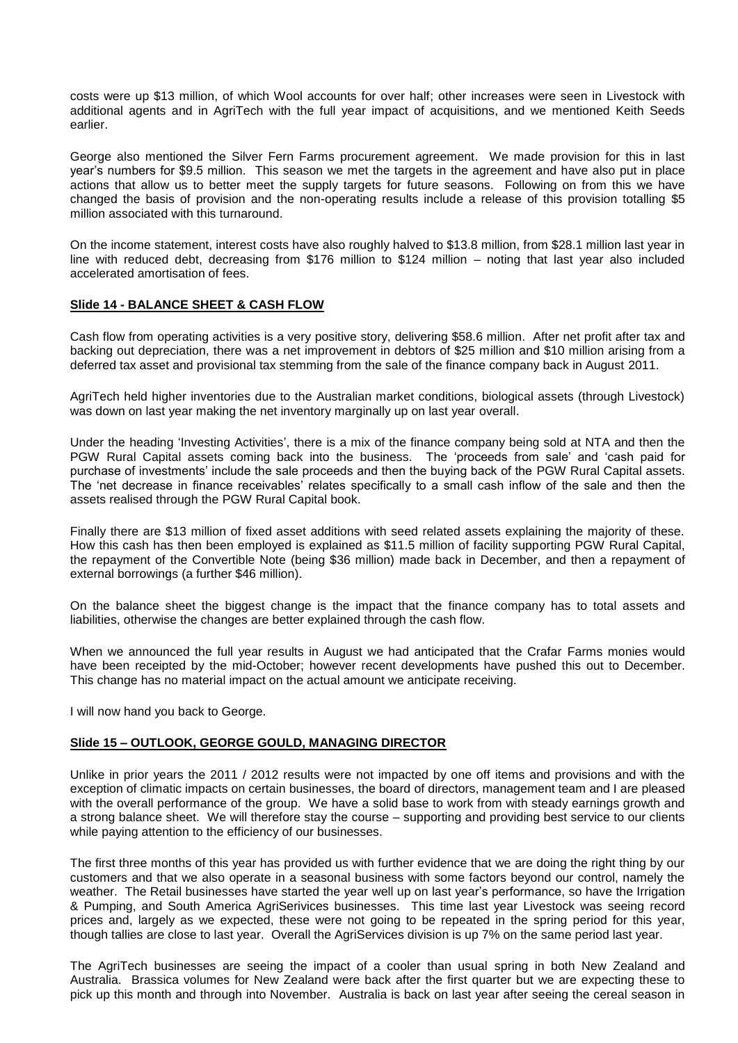costs were up $13 million, of which Wool accounts for over half; other increases were seen in Livestock with additional agents and in AgriTech with the full year impact of acquisitions, and we mentioned Keith Seeds earlier.

George also mentioned the Silver Fern Farms procurement agreement. We made provision for this in last year's numbers for $9.5 million. This season we met the targets in the agreement and have also put in place actions that allow us to better meet the supply targets for future seasons. Following on from this we have changed the basis of provision and the non-operating results include a release of this provision totalling $5 million associated with this turnaround.

On the income statement, interest costs have also roughly halved to $13.8 million, from $28.1 million last year in line with reduced debt, decreasing from $176 million to $124 million – noting that last year also included accelerated amortisation of fees.

**Slide 14 - BALANCE SHEET & CASH FLOW**

Cash flow from operating activities is a very positive story, delivering $58.6 million. After net profit after tax and backing out depreciation, there was a net improvement in debtors of $25 million and $10 million arising from a deferred tax asset and provisional tax stemming from the sale of the finance company back in August 2011.

AgriTech held higher inventories due to the Australian market conditions, biological assets (through Livestock) was down on last year making the net inventory marginally up on last year overall.

Under the heading 'Investing Activities', there is a mix of the finance company being sold at NTA and then the PGW Rural Capital assets coming back into the business. The 'proceeds from sale' and 'cash paid for purchase of investments' include the sale proceeds and then the buying back of the PGW Rural Capital assets. The 'net decrease in finance receivables' relates specifically to a small cash inflow of the sale and then the assets realised through the PGW Rural Capital book.

Finally there are $13 million of fixed asset additions with seed related assets explaining the majority of these. How this cash has then been employed is explained as $11.5 million of facility supporting PGW Rural Capital, the repayment of the Convertible Note (being $36 million) made back in December, and then a repayment of external borrowings (a further $46 million).

On the balance sheet the biggest change is the impact that the finance company has to total assets and liabilities, otherwise the changes are better explained through the cash flow.

When we announced the full year results in August we had anticipated that the Crafar Farms monies would have been receipted by the mid-October; however recent developments have pushed this out to December. This change has no material impact on the actual amount we anticipate receiving.

I will now hand you back to George.

**Slide 15 – OUTLOOK, GEORGE GOULD, MANAGING DIRECTOR**

Unlike in prior years the 2011 / 2012 results were not impacted by one off items and provisions and with the exception of climatic impacts on certain businesses, the board of directors, management team and I are pleased with the overall performance of the group. We have a solid base to work from with steady earnings growth and a strong balance sheet. We will therefore stay the course – supporting and providing best service to our clients while paying attention to the efficiency of our businesses.

The first three months of this year has provided us with further evidence that we are doing the right thing by our customers and that we also operate in a seasonal business with some factors beyond our control, namely the weather. The Retail businesses have started the year well up on last year's performance, so have the Irrigation & Pumping, and South America AgriSerivices businesses. This time last year Livestock was seeing record prices and, largely as we expected, these were not going to be repeated in the spring period for this year, though tallies are close to last year. Overall the AgriServices division is up 7% on the same period last year.

The AgriTech businesses are seeing the impact of a cooler than usual spring in both New Zealand and Australia. Brassica volumes for New Zealand were back after the first quarter but we are expecting these to pick up this month and through into November. Australia is back on last year after seeing the cereal season in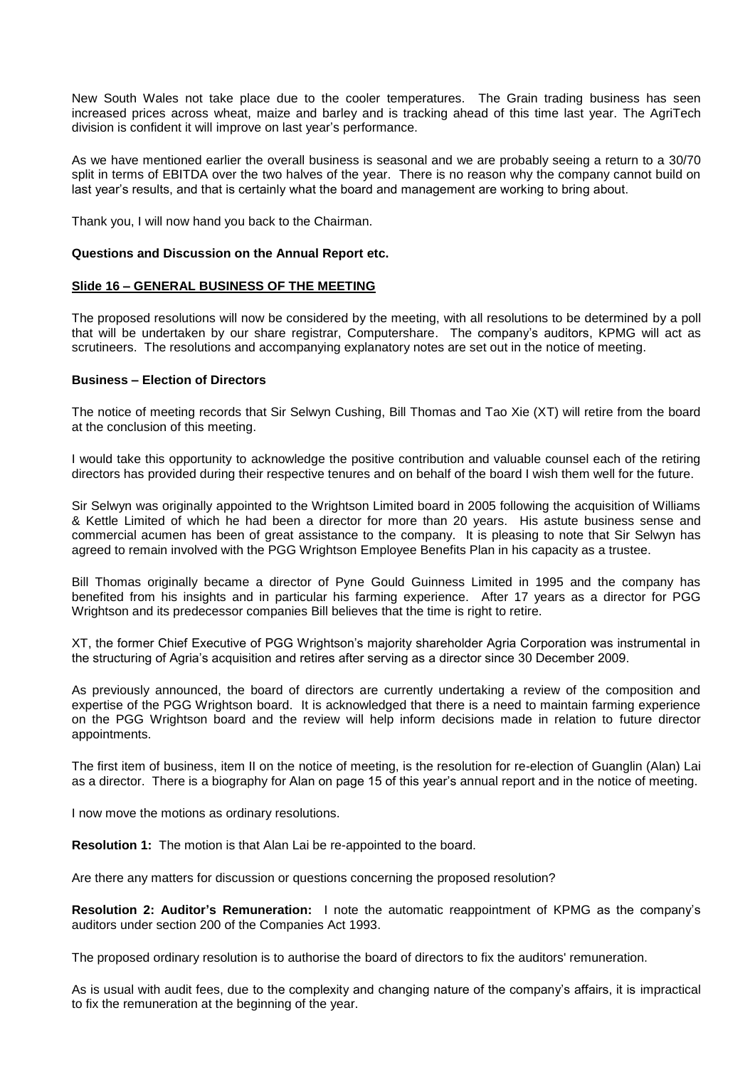New South Wales not take place due to the cooler temperatures. The Grain trading business has seen increased prices across wheat, maize and barley and is tracking ahead of this time last year. The AgriTech division is confident it will improve on last year's performance.

As we have mentioned earlier the overall business is seasonal and we are probably seeing a return to a 30/70 split in terms of EBITDA over the two halves of the year. There is no reason why the company cannot build on last year's results, and that is certainly what the board and management are working to bring about.

Thank you, I will now hand you back to the Chairman.

**Questions and Discussion on the Annual Report etc.**

**Slide 16 – GENERAL BUSINESS OF THE MEETING**

The proposed resolutions will now be considered by the meeting, with all resolutions to be determined by a poll that will be undertaken by our share registrar, Computershare. The company's auditors, KPMG will act as scrutineers. The resolutions and accompanying explanatory notes are set out in the notice of meeting.

**Business – Election of Directors**

The notice of meeting records that Sir Selwyn Cushing, Bill Thomas and Tao Xie (XT) will retire from the board at the conclusion of this meeting.

I would take this opportunity to acknowledge the positive contribution and valuable counsel each of the retiring directors has provided during their respective tenures and on behalf of the board I wish them well for the future.

Sir Selwyn was originally appointed to the Wrightson Limited board in 2005 following the acquisition of Williams & Kettle Limited of which he had been a director for more than 20 years. His astute business sense and commercial acumen has been of great assistance to the company. It is pleasing to note that Sir Selwyn has agreed to remain involved with the PGG Wrightson Employee Benefits Plan in his capacity as a trustee.

Bill Thomas originally became a director of Pyne Gould Guinness Limited in 1995 and the company has benefited from his insights and in particular his farming experience. After 17 years as a director for PGG Wrightson and its predecessor companies Bill believes that the time is right to retire.

XT, the former Chief Executive of PGG Wrightson's majority shareholder Agria Corporation was instrumental in the structuring of Agria's acquisition and retires after serving as a director since 30 December 2009.

As previously announced, the board of directors are currently undertaking a review of the composition and expertise of the PGG Wrightson board. It is acknowledged that there is a need to maintain farming experience on the PGG Wrightson board and the review will help inform decisions made in relation to future director appointments.

The first item of business, item II on the notice of meeting, is the resolution for re-election of Guanglin (Alan) Lai as a director. There is a biography for Alan on page 15 of this year's annual report and in the notice of meeting.

I now move the motions as ordinary resolutions.

**Resolution 1:** The motion is that Alan Lai be re-appointed to the board.

Are there any matters for discussion or questions concerning the proposed resolution?

**Resolution 2: Auditor's Remuneration:** I note the automatic reappointment of KPMG as the company's auditors under section 200 of the Companies Act 1993.

The proposed ordinary resolution is to authorise the board of directors to fix the auditors' remuneration.

As is usual with audit fees, due to the complexity and changing nature of the company's affairs, it is impractical to fix the remuneration at the beginning of the year.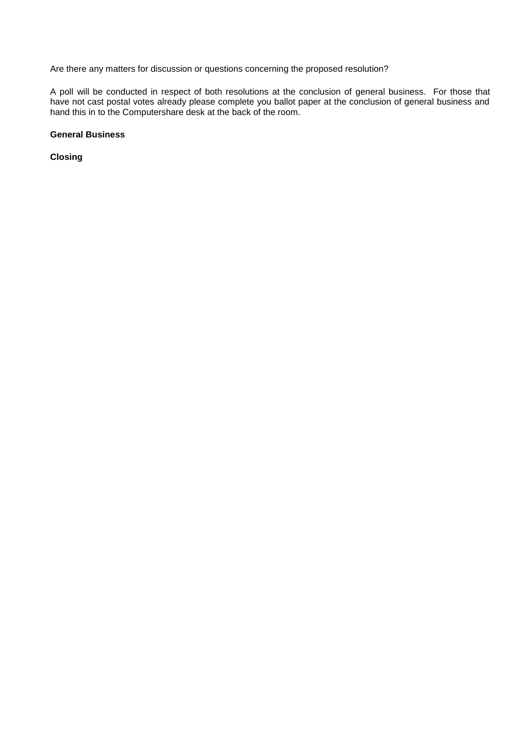Are there any matters for discussion or questions concerning the proposed resolution?

A poll will be conducted in respect of both resolutions at the conclusion of general business. For those that have not cast postal votes already please complete you ballot paper at the conclusion of general business and hand this in to the Computershare desk at the back of the room.

**General Business**

**Closing**